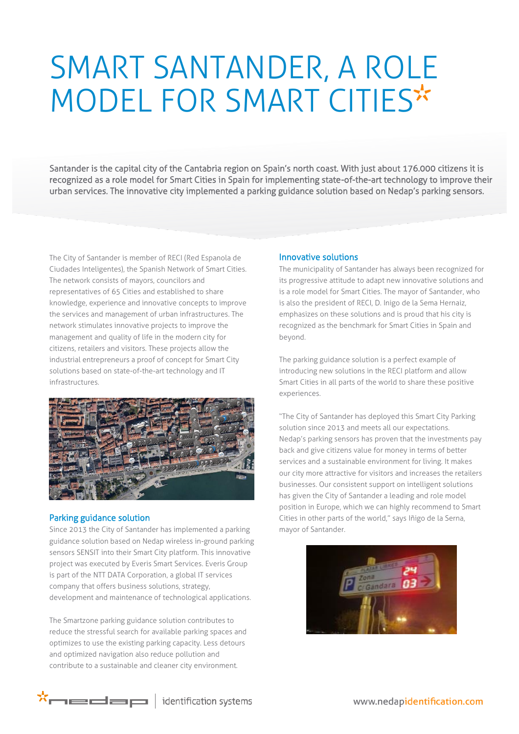# SMART SANTANDER, A ROLE MODEL FOR SMART CITIES

Santander is the capital city of the Cantabria region on Spain's north coast. With just about 176.000 citizens it is recognized as a role model for Smart Cities in Spain for implementing state-of-the-art technology to improve their urban services. The innovative city implemented a parking guidance solution based on Nedap's parking sensors.

The City of Santander is member of RECI (Red Espanola de Ciudades Inteligentes), the Spanish Network of Smart Cities. The network consists of mayors, councilors and representatives of 65 Cities and established to share knowledge, experience and innovative concepts to improve the services and management of urban infrastructures. The network stimulates innovative projects to improve the management and quality of life in the modern city for citizens, retailers and visitors. These projects allow the industrial entrepreneurs a proof of concept for Smart City solutions based on state-of-the-art technology and IT infrastructures.

## Parking guidance solution

Since 2013 the City of Santander has implemented a parking guidance solution based on Nedap wireless in-ground parking sensors SENSIT into their Smart City platform. This innovative project was executed by Everis Smart Services. Everis Group is part of the NTT DATA Corporation, a global IT services company that offers business solutions, strategy, development and maintenance of technological applications.

The Smartzone parking guidance solution contributes to reduce the stressful search for available parking spaces and optimizes to use the existing parking capacity. Less detours and optimized navigation also reduce pollution and contribute to a sustainable and cleaner city environment.

## Innovative solutions

The municipality of Santander has always been recognized for its progressive attitude to adapt new innovative solutions and is a role model for Smart Cities. The mayor of Santander, who is also the president of RECI, D. Inigo de la Sema Hernaiz, emphasizes on these solutions and is proud that his city is recognized as the benchmark for Smart Cities in Spain and beyond.

The parking guidance solution is a perfect example of introducing new solutions in the RECI platform and allow Smart Cities in all parts of the world to share these positive experiences.

"The City of Santander has deployed this Smart City Parking solution since 2013 and meets all our expectations. Nedap's parking sensors has proven that the investments pay back and give citizens value for money in terms of better services and a sustainable environment for living. It makes our city more attractive for visitors and increases the retailers businesses. Our consistent support on intelligent solutions has given the City of Santander a leading and role model position in Europe, which we can highly recommend to Smart Cities in other parts of the world," says Iñigo de la Serna, mayor of Santander.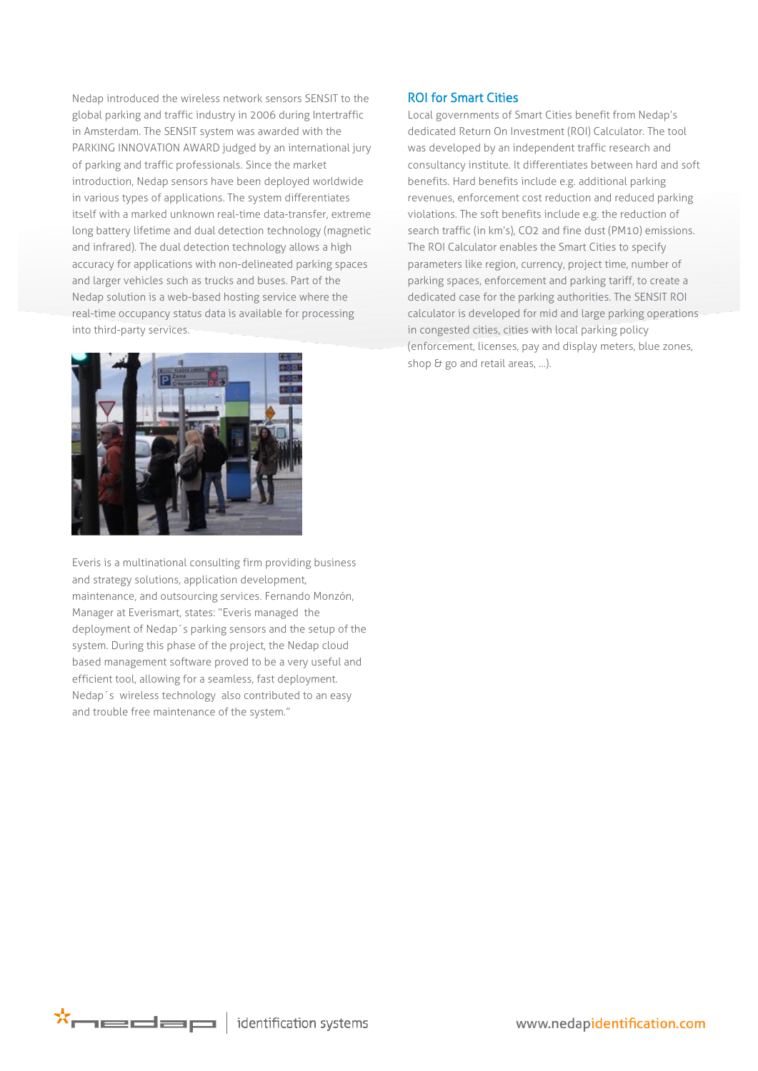Nedap introduced the wireless network sensors SENSIT to the global parking and traffic industry in 2006 during Intertraffic in Amsterdam. The SENSIT system was awarded with the PARKING INNOVATION AWARD judged by an international jury of parking and traffic professionals. Since the market introduction, Nedap sensors have been deployed worldwide in various types of applications. The system differentiates itself with a marked unknown real-time data-transfer, extreme long battery lifetime and dual detection technology (magnetic and infrared). The dual detection technology allows a high accuracy for applications with non-delineated parking spaces and larger vehicles such as trucks and buses. Part of the Nedap solution is a web-based hosting service where the real-time occupancy status data is available for processing into third-party services.

Everis is a multinational consulting firm providing business and strategy solutions, application development, maintenance, and outsourcing services. Fernando Monzón, Manager at Everismart, states: "Everis managed the deployment of Nedap´s parking sensors and the setup of the system. During this phase of the project, the Nedap cloud based management software proved to be a very useful and efficient tool, allowing for a seamless, fast deployment. Nedap´s wireless technology also contributed to an easy and trouble free maintenance of the system."

## ROI for Smart Cities

Local governments of Smart Cities benefit from Nedap's dedicated Return On Investment (ROI) Calculator. The tool was developed by an independent traffic research and consultancy institute. It differentiates between hard and soft benefits. Hard benefits include e.g. additional parking revenues, enforcement cost reduction and reduced parking violations. The soft benefits include e.g. the reduction of search traffic (in km's), $CO_2$ and fine dust ($PM_{10}$) emissions. The ROI Calculator enables the Smart Cities to specify parameters like region, currency, project time, number of parking spaces, enforcement and parking tariff, to create a dedicated case for the parking authorities. The SENSIT ROI calculator is developed for mid and large parking operations in congested cities, cities with local parking policy (enforcement, licenses, pay and display meters, blue zones, shop & go and retail areas, ...).